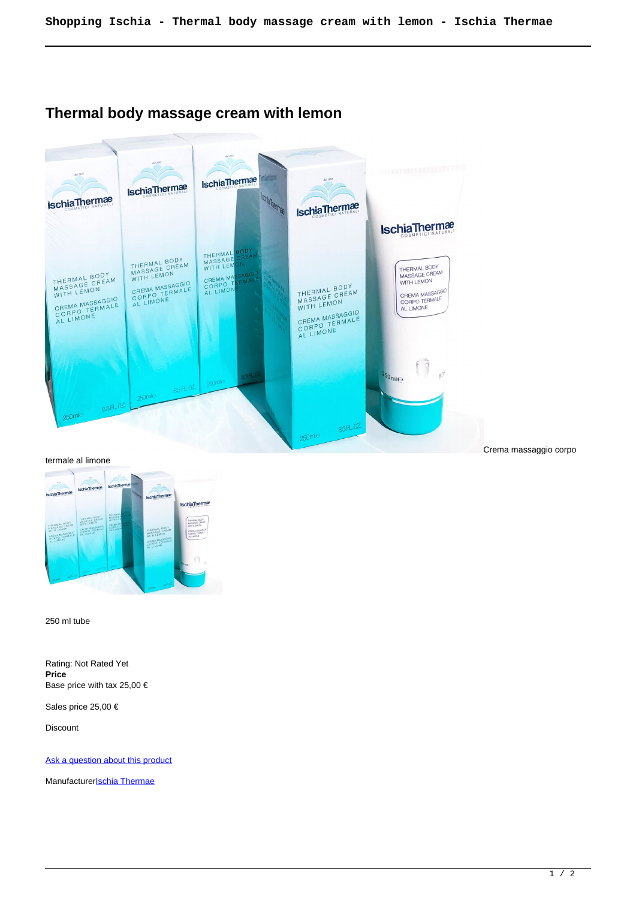# Thermal body massage cream with lemon

Crema massaggio corpo termale al limone

250 ml tube

Rating: Not Rated Yet
**Price**
Base price with tax 25,00 €

Sales price 25,00 €

Discount

[Ask a question about this product]()

Manufacturer[Ischia Thermae]()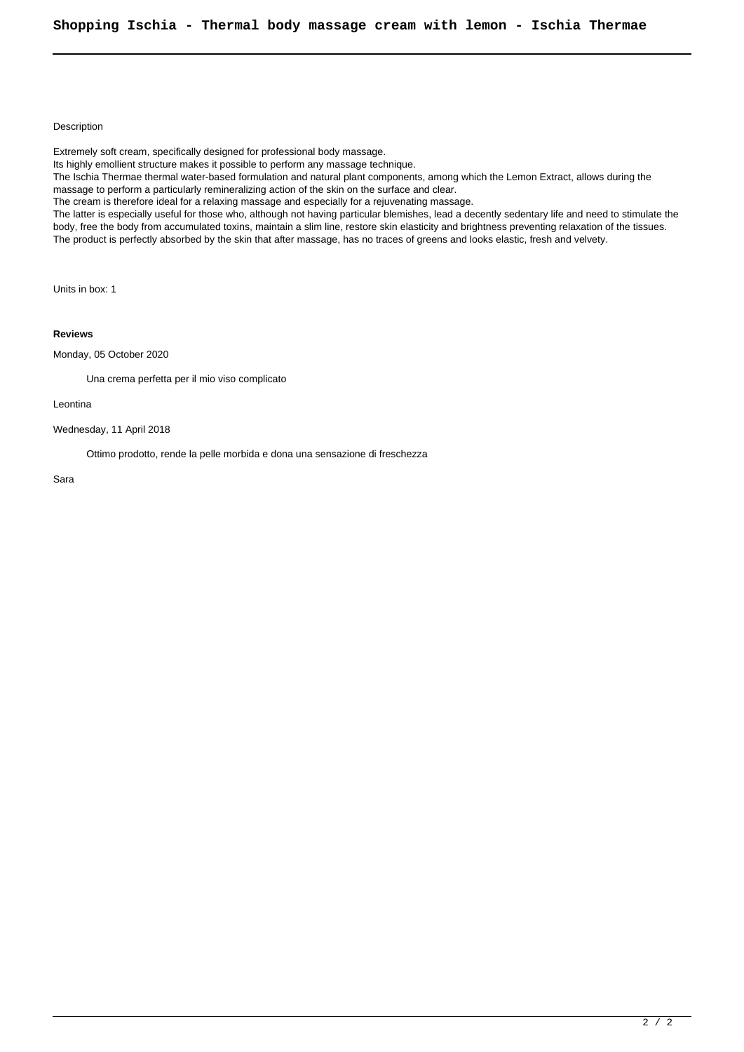Description

Extremely soft cream, specifically designed for professional body massage.
Its highly emollient structure makes it possible to perform any massage technique.
The Ischia Thermae thermal water-based formulation and natural plant components, among which the Lemon Extract, allows during the massage to perform a particularly remineralizing action of the skin on the surface and clear.
The cream is therefore ideal for a relaxing massage and especially for a rejuvenating massage.
The latter is especially useful for those who, although not having particular blemishes, lead a decently sedentary life and need to stimulate the body, free the body from accumulated toxins, maintain a slim line, restore skin elasticity and brightness preventing relaxation of the tissues.
The product is perfectly absorbed by the skin that after massage, has no traces of greens and looks elastic, fresh and velvety.

Units in box: 1

**Reviews**

Monday, 05 October 2020

> Una crema perfetta per il mio viso complicato

Leontina

Wednesday, 11 April 2018

> Ottimo prodotto, rende la pelle morbida e dona una sensazione di freschezza

Sara